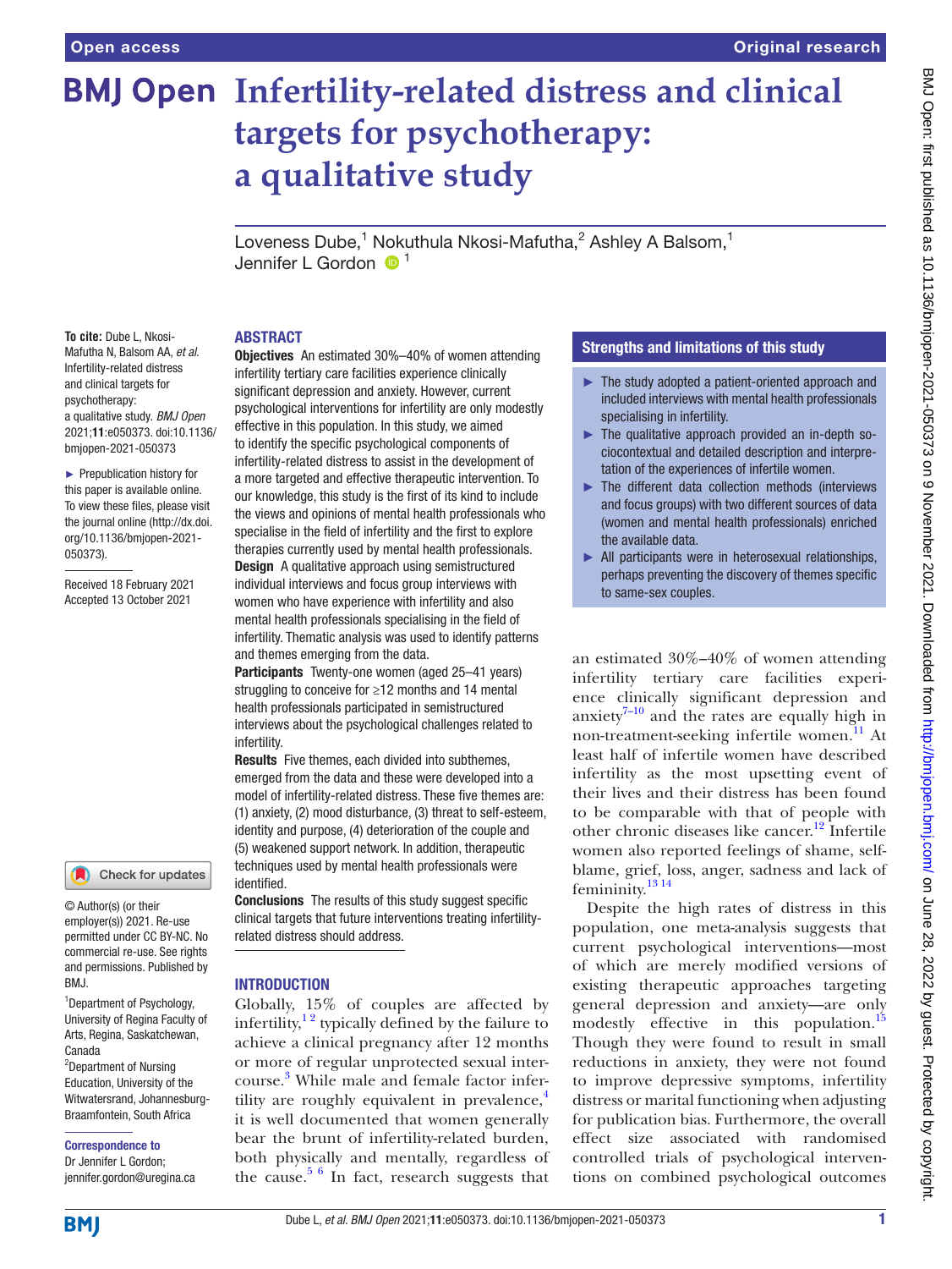# Infertility-related distress and clinical targets for psychotherapy: a qualitative study

Loveness Dube,[1] Nokuthula Nkosi-Mafutha,[2] Ashley A Balsom,[1] Jennifer L Gordon [1]

**To cite:** Dube L, Nkosi-Mafutha N, Balsom AA, *et al*. Infertility-related distress and clinical targets for psychotherapy: a qualitative study. *BMJ Open* 2021;**11**:e050373. doi:10.1136/bmjopen-2021-050373

► Prepublication history for this paper is available online. To view these files, please visit the journal online (http://dx.doi.org/10.1136/bmjopen-2021-050373).

Received 18 February 2021
Accepted 13 October 2021

© Author(s) (or their employer(s)) 2021. Re-use permitted under CC BY-NC. No commercial re-use. See rights and permissions. Published by BMJ.

[1]Department of Psychology, University of Regina Faculty of Arts, Regina, Saskatchewan, Canada
[2]Department of Nursing Education, University of the Witwatersrand, Johannesburg-Braamfontein, South Africa

**Correspondence to**
Dr Jennifer L Gordon; jennifer.gordon@uregina.ca

## ABSTRACT

**Objectives** An estimated 30%–40% of women attending infertility tertiary care facilities experience clinically significant depression and anxiety. However, current psychological interventions for infertility are only modestly effective in this population. In this study, we aimed to identify the specific psychological components of infertility-related distress to assist in the development of a more targeted and effective therapeutic intervention. To our knowledge, this study is the first of its kind to include the views and opinions of mental health professionals who specialise in the field of infertility and the first to explore therapies currently used by mental health professionals.

**Design** A qualitative approach using semistructured individual interviews and focus group interviews with women who have experience with infertility and also mental health professionals specialising in the field of infertility. Thematic analysis was used to identify patterns and themes emerging from the data.

**Participants** Twenty-one women (aged 25–41 years) struggling to conceive for ≥12 months and 14 mental health professionals participated in semistructured interviews about the psychological challenges related to infertility.

**Results** Five themes, each divided into subthemes, emerged from the data and these were developed into a model of infertility-related distress. These five themes are: (1) anxiety, (2) mood disturbance, (3) threat to self-esteem, identity and purpose, (4) deterioration of the couple and (5) weakened support network. In addition, therapeutic techniques used by mental health professionals were identified.

**Conclusions** The results of this study suggest specific clinical targets that future interventions treating infertility-related distress should address.

### Strengths and limitations of this study

- ► The study adopted a patient-oriented approach and included interviews with mental health professionals specialising in infertility.
- ► The qualitative approach provided an in-depth sociocontextual and detailed description and interpretation of the experiences of infertile women.
- ► The different data collection methods (interviews and focus groups) with two different sources of data (women and mental health professionals) enriched the available data.
- ► All participants were in heterosexual relationships, perhaps preventing the discovery of themes specific to same-sex couples.

## INTRODUCTION

Globally, 15% of couples are affected by infertility,[1,2] typically defined by the failure to achieve a clinical pregnancy after 12 months or more of regular unprotected sexual intercourse.[3] While male and female factor infertility are roughly equivalent in prevalence,[4] it is well documented that women generally bear the brunt of infertility-related burden, both physically and mentally, regardless of the cause.[5,6] In fact, research suggests that an estimated 30%–40% of women attending infertility tertiary care facilities experience clinically significant depression and anxiety[7–10] and the rates are equally high in non-treatment-seeking infertile women.[11] At least half of infertile women have described infertility as the most upsetting event of their lives and their distress has been found to be comparable with that of people with other chronic diseases like cancer.[12] Infertile women also reported feelings of shame, self-blame, grief, loss, anger, sadness and lack of femininity.[13,14]

Despite the high rates of distress in this population, one meta-analysis suggests that current psychological interventions—most of which are merely modified versions of existing therapeutic approaches targeting general depression and anxiety—are only modestly effective in this population.[15] Though they were found to result in small reductions in anxiety, they were not found to improve depressive symptoms, infertility distress or marital functioning when adjusting for publication bias. Furthermore, the overall effect size associated with randomised controlled trials of psychological interventions on combined psychological outcomes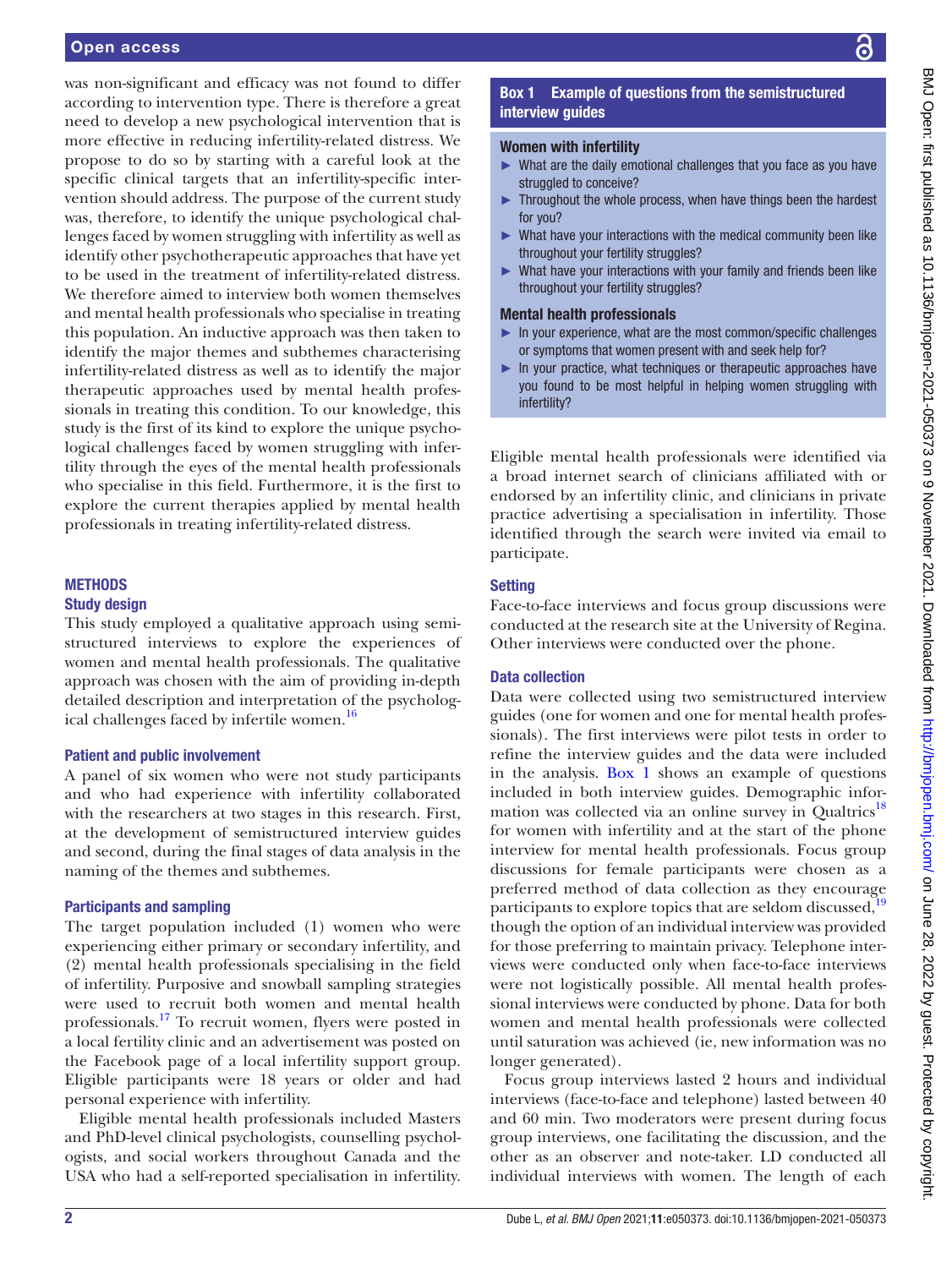was non-significant and efficacy was not found to differ according to intervention type. There is therefore a great need to develop a new psychological intervention that is more effective in reducing infertility-related distress. We propose to do so by starting with a careful look at the specific clinical targets that an infertility-specific intervention should address. The purpose of the current study was, therefore, to identify the unique psychological challenges faced by women struggling with infertility as well as identify other psychotherapeutic approaches that have yet to be used in the treatment of infertility-related distress. We therefore aimed to interview both women themselves and mental health professionals who specialise in treating this population. An inductive approach was then taken to identify the major themes and subthemes characterising infertility-related distress as well as to identify the major therapeutic approaches used by mental health professionals in treating this condition. To our knowledge, this study is the first of its kind to explore the unique psychological challenges faced by women struggling with infertility through the eyes of the mental health professionals who specialise in this field. Furthermore, it is the first to explore the current therapies applied by mental health professionals in treating infertility-related distress.

## METHODS

### Study design

This study employed a qualitative approach using semistructured interviews to explore the experiences of women and mental health professionals. The qualitative approach was chosen with the aim of providing in-depth detailed description and interpretation of the psychological challenges faced by infertile women.[16]

### Patient and public involvement

A panel of six women who were not study participants and who had experience with infertility collaborated with the researchers at two stages in this research. First, at the development of semistructured interview guides and second, during the final stages of data analysis in the naming of the themes and subthemes.

### Participants and sampling

The target population included (1) women who were experiencing either primary or secondary infertility, and (2) mental health professionals specialising in the field of infertility. Purposive and snowball sampling strategies were used to recruit both women and mental health professionals.[17] To recruit women, flyers were posted in a local fertility clinic and an advertisement was posted on the Facebook page of a local infertility support group. Eligible participants were 18 years or older and had personal experience with infertility.

Eligible mental health professionals included Masters and PhD-level clinical psychologists, counselling psychologists, and social workers throughout Canada and the USA who had a self-reported specialisation in infertility. Eligible mental health professionals were identified via a broad internet search of clinicians affiliated with or endorsed by an infertility clinic, and clinicians in private practice advertising a specialisation in infertility. Those identified through the search were invited via email to participate.

> **Box 1 Example of questions from the semistructured interview guides**
>
> **Women with infertility**
>
> - What are the daily emotional challenges that you face as you have struggled to conceive?
> - Throughout the whole process, when have things been the hardest for you?
> - What have your interactions with the medical community been like throughout your fertility struggles?
> - What have your interactions with your family and friends been like throughout your fertility struggles?
>
> **Mental health professionals**
>
> - In your experience, what are the most common/specific challenges or symptoms that women present with and seek help for?
> - In your practice, what techniques or therapeutic approaches have you found to be most helpful in helping women struggling with infertility?

### Setting

Face-to-face interviews and focus group discussions were conducted at the research site at the University of Regina. Other interviews were conducted over the phone.

### Data collection

Data were collected using two semistructured interview guides (one for women and one for mental health professionals). The first interviews were pilot tests in order to refine the interview guides and the data were included in the analysis. Box 1 shows an example of questions included in both interview guides. Demographic information was collected via an online survey in Qualtrics[18] for women with infertility and at the start of the phone interview for mental health professionals. Focus group discussions for female participants were chosen as a preferred method of data collection as they encourage participants to explore topics that are seldom discussed,[19] though the option of an individual interview was provided for those preferring to maintain privacy. Telephone interviews were conducted only when face-to-face interviews were not logistically possible. All mental health professional interviews were conducted by phone. Data for both women and mental health professionals were collected until saturation was achieved (ie, new information was no longer generated).

Focus group interviews lasted 2 hours and individual interviews (face-to-face and telephone) lasted between 40 and 60 min. Two moderators were present during focus group interviews, one facilitating the discussion, and the other as an observer and note-taker. LD conducted all individual interviews with women. The length of each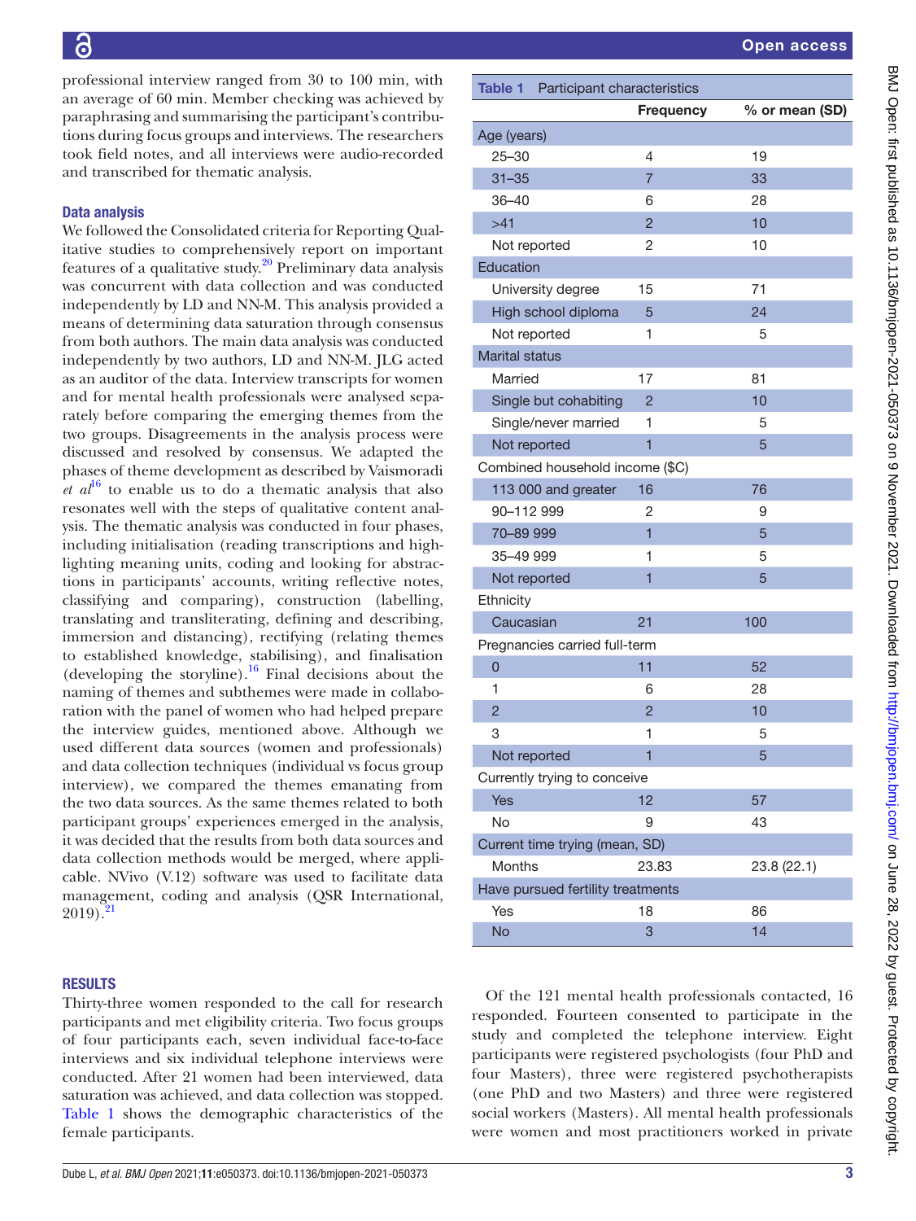professional interview ranged from 30 to 100 min, with an average of 60 min. Member checking was achieved by paraphrasing and summarising the participant's contributions during focus groups and interviews. The researchers took field notes, and all interviews were audio-recorded and transcribed for thematic analysis.

## Data analysis

We followed the Consolidated criteria for Reporting Qualitative studies to comprehensively report on important features of a qualitative study.[20] Preliminary data analysis was concurrent with data collection and was conducted independently by LD and NN-M. This analysis provided a means of determining data saturation through consensus from both authors. The main data analysis was conducted independently by two authors, LD and NN-M. JLG acted as an auditor of the data. Interview transcripts for women and for mental health professionals were analysed separately before comparing the emerging themes from the two groups. Disagreements in the analysis process were discussed and resolved by consensus. We adapted the phases of theme development as described by Vaismoradi *et al*[16] to enable us to do a thematic analysis that also resonates well with the steps of qualitative content analysis. The thematic analysis was conducted in four phases, including initialisation (reading transcriptions and highlighting meaning units, coding and looking for abstractions in participants' accounts, writing reflective notes, classifying and comparing), construction (labelling, translating and transliterating, defining and describing, immersion and distancing), rectifying (relating themes to established knowledge, stabilising), and finalisation (developing the storyline).[16] Final decisions about the naming of themes and subthemes were made in collaboration with the panel of women who had helped prepare the interview guides, mentioned above. Although we used different data sources (women and professionals) and data collection techniques (individual vs focus group interview), we compared the themes emanating from the two data sources. As the same themes related to both participant groups' experiences emerged in the analysis, it was decided that the results from both data sources and data collection methods would be merged, where applicable. NVivo (V.12) software was used to facilitate data management, coding and analysis (QSR International, 2019).[21]

## RESULTS

Thirty-three women responded to the call for research participants and met eligibility criteria. Two focus groups of four participants each, seven individual face-to-face interviews and six individual telephone interviews were conducted. After 21 women had been interviewed, data saturation was achieved, and data collection was stopped. Table 1 shows the demographic characteristics of the female participants.

**Table 1** Participant characteristics

| | Frequency | % or mean (SD) |
|---|---|---|
| Age (years) | | |
| 25–30 | 4 | 19 |
| 31–35 | 7 | 33 |
| 36–40 | 6 | 28 |
| >41 | 2 | 10 |
| Not reported | 2 | 10 |
| Education | | |
| University degree | 15 | 71 |
| High school diploma | 5 | 24 |
| Not reported | 1 | 5 |
| Marital status | | |
| Married | 17 | 81 |
| Single but cohabiting | 2 | 10 |
| Single/never married | 1 | 5 |
| Not reported | 1 | 5 |
| Combined household income ($C) | | |
| 113 000 and greater | 16 | 76 |
| 90–112 999 | 2 | 9 |
| 70–89 999 | 1 | 5 |
| 35–49 999 | 1 | 5 |
| Not reported | 1 | 5 |
| Ethnicity | | |
| Caucasian | 21 | 100 |
| Pregnancies carried full-term | | |
| 0 | 11 | 52 |
| 1 | 6 | 28 |
| 2 | 2 | 10 |
| 3 | 1 | 5 |
| Not reported | 1 | 5 |
| Currently trying to conceive | | |
| Yes | 12 | 57 |
| No | 9 | 43 |
| Current time trying (mean, SD) | | |
| Months | 23.83 | 23.8 (22.1) |
| Have pursued fertility treatments | | |
| Yes | 18 | 86 |
| No | 3 | 14 |

Of the 121 mental health professionals contacted, 16 responded. Fourteen consented to participate in the study and completed the telephone interview. Eight participants were registered psychologists (four PhD and four Masters), three were registered psychotherapists (one PhD and two Masters) and three were registered social workers (Masters). All mental health professionals were women and most practitioners worked in private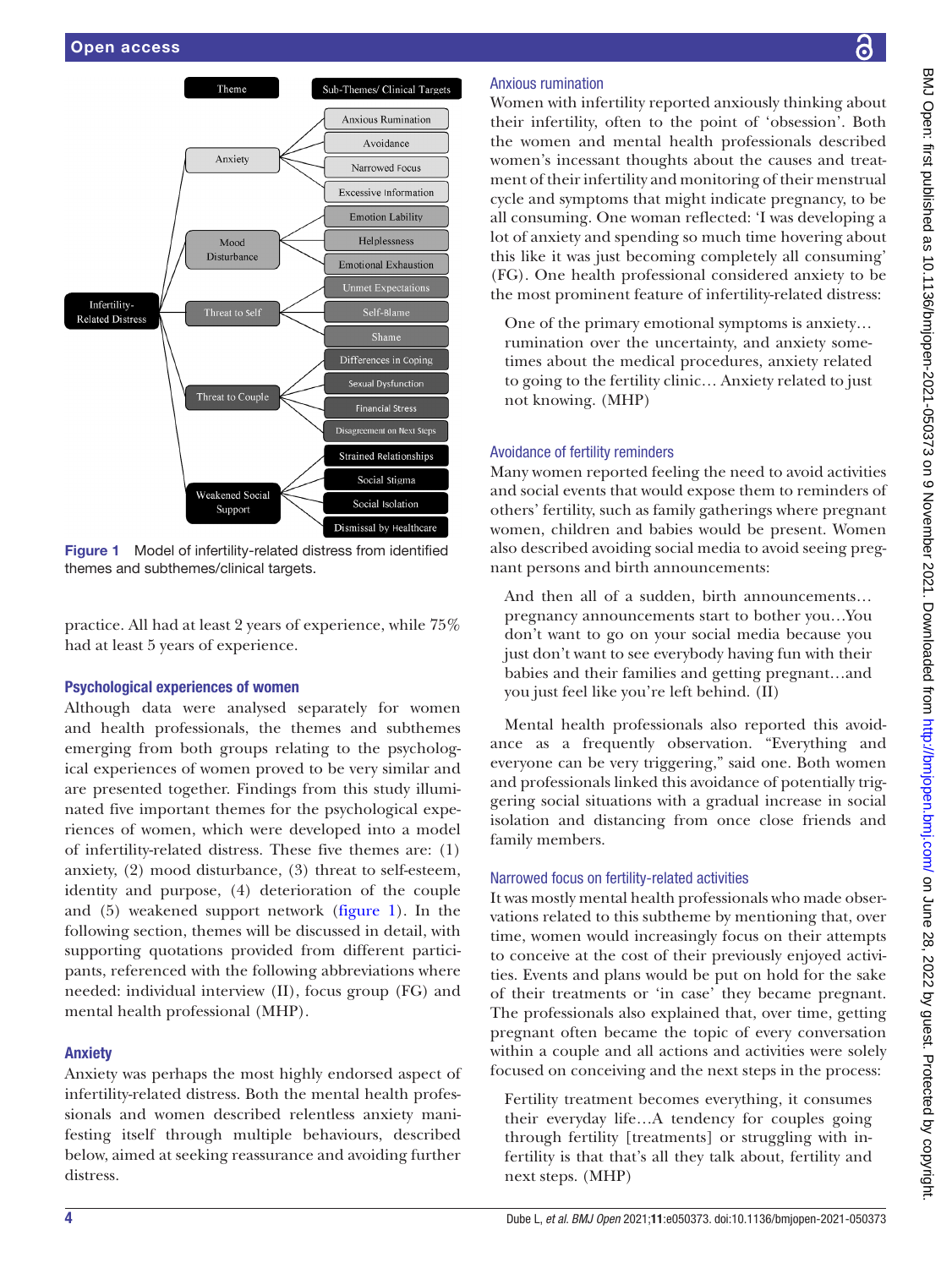Figure 1 Model of infertility-related distress from identified themes and subthemes/clinical targets.

practice. All had at least 2 years of experience, while 75% had at least 5 years of experience.

### Psychological experiences of women

Although data were analysed separately for women and health professionals, the themes and subthemes emerging from both groups relating to the psychological experiences of women proved to be very similar and are presented together. Findings from this study illuminated five important themes for the psychological experiences of women, which were developed into a model of infertility-related distress. These five themes are: (1) anxiety, (2) mood disturbance, (3) threat to self-esteem, identity and purpose, (4) deterioration of the couple and (5) weakened support network (figure 1). In the following section, themes will be discussed in detail, with supporting quotations provided from different participants, referenced with the following abbreviations where needed: individual interview (II), focus group (FG) and mental health professional (MHP).

### Anxiety

Anxiety was perhaps the most highly endorsed aspect of infertility-related distress. Both the mental health professionals and women described relentless anxiety manifesting itself through multiple behaviours, described below, aimed at seeking reassurance and avoiding further distress.

#### Anxious rumination

Women with infertility reported anxiously thinking about their infertility, often to the point of 'obsession'. Both the women and mental health professionals described women's incessant thoughts about the causes and treatment of their infertility and monitoring of their menstrual cycle and symptoms that might indicate pregnancy, to be all consuming. One woman reflected: 'I was developing a lot of anxiety and spending so much time hovering about this like it was just becoming completely all consuming' (FG). One health professional considered anxiety to be the most prominent feature of infertility-related distress:

> One of the primary emotional symptoms is anxiety… rumination over the uncertainty, and anxiety sometimes about the medical procedures, anxiety related to going to the fertility clinic… Anxiety related to just not knowing. (MHP)

#### Avoidance of fertility reminders

Many women reported feeling the need to avoid activities and social events that would expose them to reminders of others' fertility, such as family gatherings where pregnant women, children and babies would be present. Women also described avoiding social media to avoid seeing pregnant persons and birth announcements:

> And then all of a sudden, birth announcements… pregnancy announcements start to bother you…You don't want to go on your social media because you just don't want to see everybody having fun with their babies and their families and getting pregnant…and you just feel like you're left behind. (II)

Mental health professionals also reported this avoidance as a frequently observation. "Everything and everyone can be very triggering," said one. Both women and professionals linked this avoidance of potentially triggering social situations with a gradual increase in social isolation and distancing from once close friends and family members.

#### Narrowed focus on fertility-related activities

It was mostly mental health professionals who made observations related to this subtheme by mentioning that, over time, women would increasingly focus on their attempts to conceive at the cost of their previously enjoyed activities. Events and plans would be put on hold for the sake of their treatments or 'in case' they became pregnant. The professionals also explained that, over time, getting pregnant often became the topic of every conversation within a couple and all actions and activities were solely focused on conceiving and the next steps in the process:

> Fertility treatment becomes everything, it consumes their everyday life…A tendency for couples going through fertility [treatments] or struggling with infertility is that that's all they talk about, fertility and next steps. (MHP)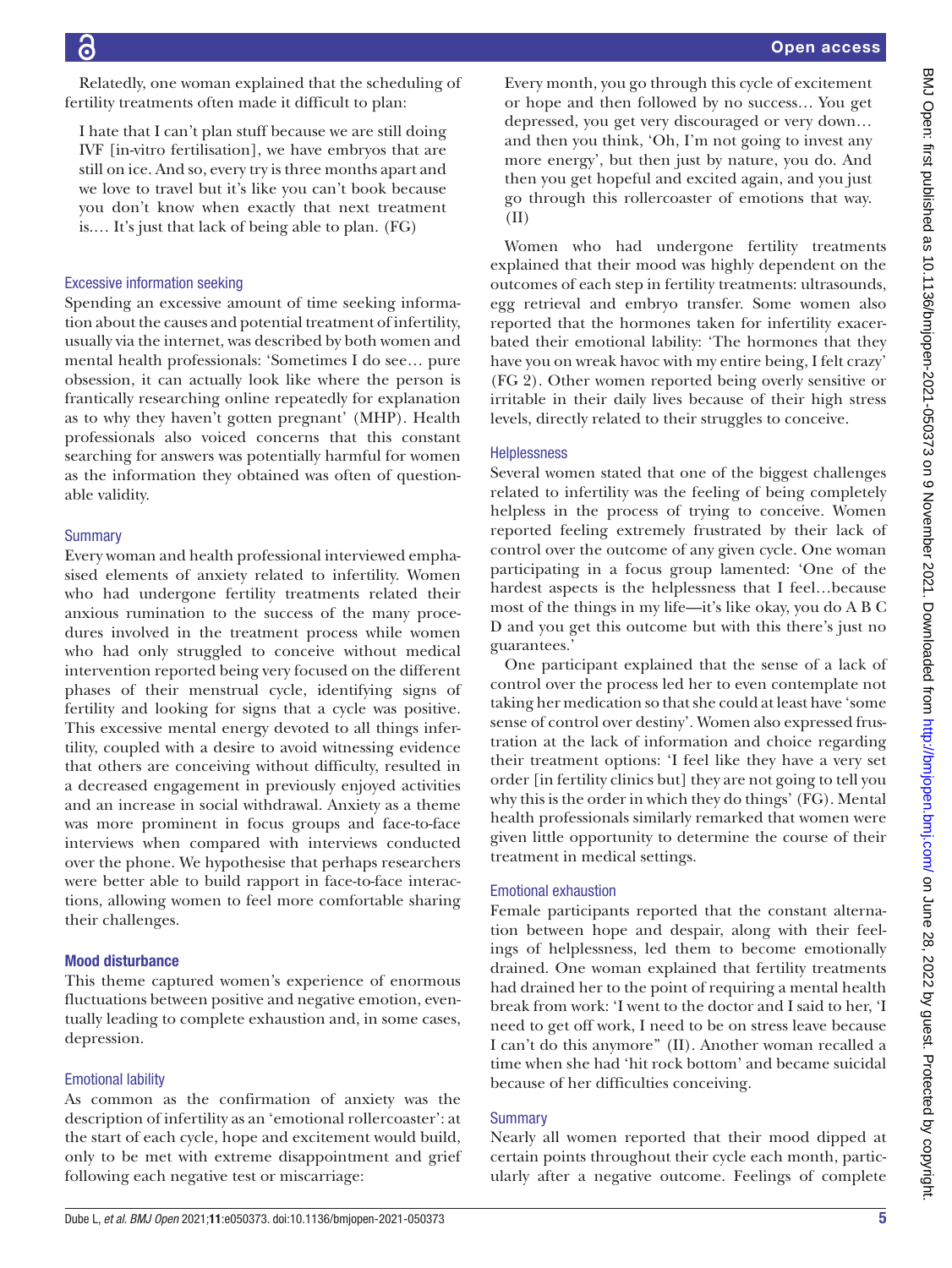Relatedly, one woman explained that the scheduling of fertility treatments often made it difficult to plan:

> I hate that I can't plan stuff because we are still doing IVF [in-vitro fertilisation], we have embryos that are still on ice. And so, every try is three months apart and we love to travel but it's like you can't book because you don't know when exactly that next treatment is.… It's just that lack of being able to plan. (FG)

#### Excessive information seeking

Spending an excessive amount of time seeking information about the causes and potential treatment of infertility, usually via the internet, was described by both women and mental health professionals: 'Sometimes I do see… pure obsession, it can actually look like where the person is frantically researching online repeatedly for explanation as to why they haven't gotten pregnant' (MHP). Health professionals also voiced concerns that this constant searching for answers was potentially harmful for women as the information they obtained was often of questionable validity.

#### Summary

Every woman and health professional interviewed emphasised elements of anxiety related to infertility. Women who had undergone fertility treatments related their anxious rumination to the success of the many procedures involved in the treatment process while women who had only struggled to conceive without medical intervention reported being very focused on the different phases of their menstrual cycle, identifying signs of fertility and looking for signs that a cycle was positive. This excessive mental energy devoted to all things infertility, coupled with a desire to avoid witnessing evidence that others are conceiving without difficulty, resulted in a decreased engagement in previously enjoyed activities and an increase in social withdrawal. Anxiety as a theme was more prominent in focus groups and face-to-face interviews when compared with interviews conducted over the phone. We hypothesise that perhaps researchers were better able to build rapport in face-to-face interactions, allowing women to feel more comfortable sharing their challenges.

### Mood disturbance

This theme captured women's experience of enormous fluctuations between positive and negative emotion, eventually leading to complete exhaustion and, in some cases, depression.

#### Emotional lability

As common as the confirmation of anxiety was the description of infertility as an 'emotional rollercoaster': at the start of each cycle, hope and excitement would build, only to be met with extreme disappointment and grief following each negative test or miscarriage:

> Every month, you go through this cycle of excitement or hope and then followed by no success… You get depressed, you get very discouraged or very down… and then you think, 'Oh, I'm not going to invest any more energy', but then just by nature, you do. And then you get hopeful and excited again, and you just go through this rollercoaster of emotions that way. (II)

Women who had undergone fertility treatments explained that their mood was highly dependent on the outcomes of each step in fertility treatments: ultrasounds, egg retrieval and embryo transfer. Some women also reported that the hormones taken for infertility exacerbated their emotional lability: 'The hormones that they have you on wreak havoc with my entire being, I felt crazy' (FG 2). Other women reported being overly sensitive or irritable in their daily lives because of their high stress levels, directly related to their struggles to conceive.

#### Helplessness

Several women stated that one of the biggest challenges related to infertility was the feeling of being completely helpless in the process of trying to conceive. Women reported feeling extremely frustrated by their lack of control over the outcome of any given cycle. One woman participating in a focus group lamented: 'One of the hardest aspects is the helplessness that I feel…because most of the things in my life—it's like okay, you do A B C D and you get this outcome but with this there's just no guarantees.'

One participant explained that the sense of a lack of control over the process led her to even contemplate not taking her medication so that she could at least have 'some sense of control over destiny'. Women also expressed frustration at the lack of information and choice regarding their treatment options: 'I feel like they have a very set order [in fertility clinics but] they are not going to tell you why this is the order in which they do things' (FG). Mental health professionals similarly remarked that women were given little opportunity to determine the course of their treatment in medical settings.

#### Emotional exhaustion

Female participants reported that the constant alternation between hope and despair, along with their feelings of helplessness, led them to become emotionally drained. One woman explained that fertility treatments had drained her to the point of requiring a mental health break from work: 'I went to the doctor and I said to her, 'I need to get off work, I need to be on stress leave because I can't do this anymore" (II). Another woman recalled a time when she had 'hit rock bottom' and became suicidal because of her difficulties conceiving.

#### Summary

Nearly all women reported that their mood dipped at certain points throughout their cycle each month, particularly after a negative outcome. Feelings of complete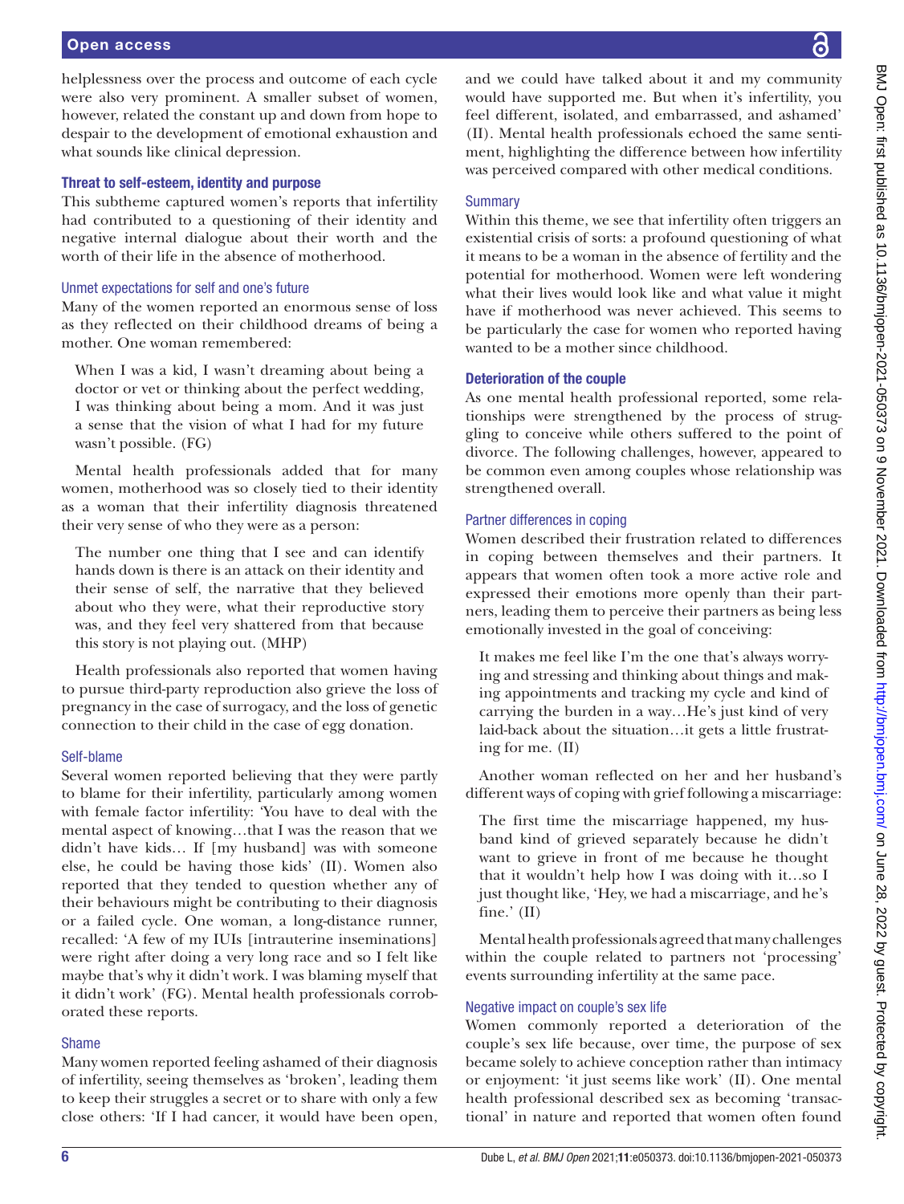helplessness over the process and outcome of each cycle were also very prominent. A smaller subset of women, however, related the constant up and down from hope to despair to the development of emotional exhaustion and what sounds like clinical depression.

### Threat to self-esteem, identity and purpose

This subtheme captured women's reports that infertility had contributed to a questioning of their identity and negative internal dialogue about their worth and the worth of their life in the absence of motherhood.

#### Unmet expectations for self and one's future

Many of the women reported an enormous sense of loss as they reflected on their childhood dreams of being a mother. One woman remembered:

> When I was a kid, I wasn't dreaming about being a doctor or vet or thinking about the perfect wedding, I was thinking about being a mom. And it was just a sense that the vision of what I had for my future wasn't possible. (FG)

Mental health professionals added that for many women, motherhood was so closely tied to their identity as a woman that their infertility diagnosis threatened their very sense of who they were as a person:

> The number one thing that I see and can identify hands down is there is an attack on their identity and their sense of self, the narrative that they believed about who they were, what their reproductive story was, and they feel very shattered from that because this story is not playing out. (MHP)

Health professionals also reported that women having to pursue third-party reproduction also grieve the loss of pregnancy in the case of surrogacy, and the loss of genetic connection to their child in the case of egg donation.

#### Self-blame

Several women reported believing that they were partly to blame for their infertility, particularly among women with female factor infertility: 'You have to deal with the mental aspect of knowing…that I was the reason that we didn't have kids… If [my husband] was with someone else, he could be having those kids' (II). Women also reported that they tended to question whether any of their behaviours might be contributing to their diagnosis or a failed cycle. One woman, a long-distance runner, recalled: 'A few of my IUIs [intrauterine inseminations] were right after doing a very long race and so I felt like maybe that's why it didn't work. I was blaming myself that it didn't work' (FG). Mental health professionals corroborated these reports.

#### Shame

Many women reported feeling ashamed of their diagnosis of infertility, seeing themselves as 'broken', leading them to keep their struggles a secret or to share with only a few close others: 'If I had cancer, it would have been open, and we could have talked about it and my community would have supported me. But when it's infertility, you feel different, isolated, and embarrassed, and ashamed' (II). Mental health professionals echoed the same sentiment, highlighting the difference between how infertility was perceived compared with other medical conditions.

#### Summary

Within this theme, we see that infertility often triggers an existential crisis of sorts: a profound questioning of what it means to be a woman in the absence of fertility and the potential for motherhood. Women were left wondering what their lives would look like and what value it might have if motherhood was never achieved. This seems to be particularly the case for women who reported having wanted to be a mother since childhood.

### Deterioration of the couple

As one mental health professional reported, some relationships were strengthened by the process of struggling to conceive while others suffered to the point of divorce. The following challenges, however, appeared to be common even among couples whose relationship was strengthened overall.

#### Partner differences in coping

Women described their frustration related to differences in coping between themselves and their partners. It appears that women often took a more active role and expressed their emotions more openly than their partners, leading them to perceive their partners as being less emotionally invested in the goal of conceiving:

> It makes me feel like I'm the one that's always worrying and stressing and thinking about things and making appointments and tracking my cycle and kind of carrying the burden in a way…He's just kind of very laid-back about the situation…it gets a little frustrating for me. (II)

Another woman reflected on her and her husband's different ways of coping with grief following a miscarriage:

> The first time the miscarriage happened, my husband kind of grieved separately because he didn't want to grieve in front of me because he thought that it wouldn't help how I was doing with it…so I just thought like, 'Hey, we had a miscarriage, and he's fine.' (II)

Mental health professionals agreed that many challenges within the couple related to partners not 'processing' events surrounding infertility at the same pace.

#### Negative impact on couple's sex life

Women commonly reported a deterioration of the couple's sex life because, over time, the purpose of sex became solely to achieve conception rather than intimacy or enjoyment: 'it just seems like work' (II). One mental health professional described sex as becoming 'transactional' in nature and reported that women often found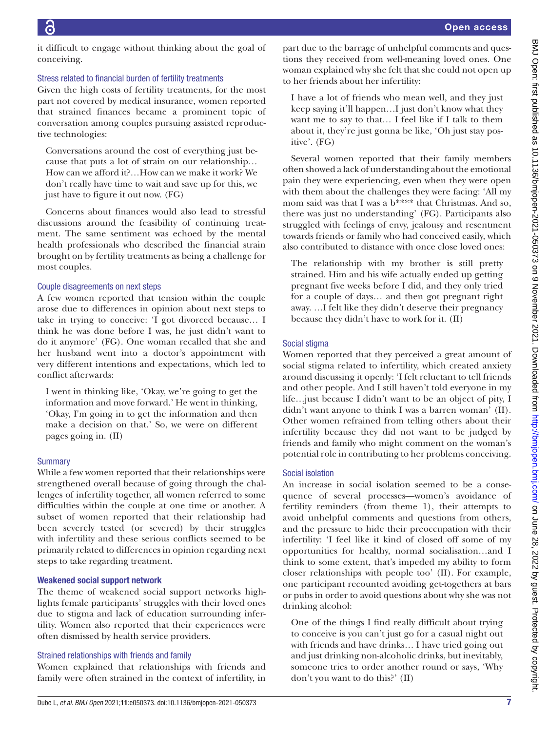it difficult to engage without thinking about the goal of conceiving.

#### Stress related to financial burden of fertility treatments

Given the high costs of fertility treatments, for the most part not covered by medical insurance, women reported that strained finances became a prominent topic of conversation among couples pursuing assisted reproductive technologies:

> Conversations around the cost of everything just because that puts a lot of strain on our relationship… How can we afford it?…How can we make it work? We don't really have time to wait and save up for this, we just have to figure it out now. (FG)

Concerns about finances would also lead to stressful discussions around the feasibility of continuing treatment. The same sentiment was echoed by the mental health professionals who described the financial strain brought on by fertility treatments as being a challenge for most couples.

#### Couple disagreements on next steps

A few women reported that tension within the couple arose due to differences in opinion about next steps to take in trying to conceive: 'I got divorced because… I think he was done before I was, he just didn't want to do it anymore' (FG). One woman recalled that she and her husband went into a doctor's appointment with very different intentions and expectations, which led to conflict afterwards:

> I went in thinking like, 'Okay, we're going to get the information and move forward.' He went in thinking, 'Okay, I'm going in to get the information and then make a decision on that.' So, we were on different pages going in. (II)

#### Summary

While a few women reported that their relationships were strengthened overall because of going through the challenges of infertility together, all women referred to some difficulties within the couple at one time or another. A subset of women reported that their relationship had been severely tested (or severed) by their struggles with infertility and these serious conflicts seemed to be primarily related to differences in opinion regarding next steps to take regarding treatment.

### Weakened social support network

The theme of weakened social support networks highlights female participants' struggles with their loved ones due to stigma and lack of education surrounding infertility. Women also reported that their experiences were often dismissed by health service providers.

#### Strained relationships with friends and family

Women explained that relationships with friends and family were often strained in the context of infertility, in part due to the barrage of unhelpful comments and questions they received from well-meaning loved ones. One woman explained why she felt that she could not open up to her friends about her infertility:

> I have a lot of friends who mean well, and they just keep saying it'll happen…I just don't know what they want me to say to that… I feel like if I talk to them about it, they're just gonna be like, 'Oh just stay positive'. (FG)

Several women reported that their family members often showed a lack of understanding about the emotional pain they were experiencing, even when they were open with them about the challenges they were facing: 'All my mom said was that I was a b**** that Christmas. And so, there was just no understanding' (FG). Participants also struggled with feelings of envy, jealousy and resentment towards friends or family who had conceived easily, which also contributed to distance with once close loved ones:

> The relationship with my brother is still pretty strained. Him and his wife actually ended up getting pregnant five weeks before I did, and they only tried for a couple of days… and then got pregnant right away. …I felt like they didn't deserve their pregnancy because they didn't have to work for it. (II)

#### Social stigma

Women reported that they perceived a great amount of social stigma related to infertility, which created anxiety around discussing it openly: 'I felt reluctant to tell friends and other people. And I still haven't told everyone in my life…just because I didn't want to be an object of pity, I didn't want anyone to think I was a barren woman' (II). Other women refrained from telling others about their infertility because they did not want to be judged by friends and family who might comment on the woman's potential role in contributing to her problems conceiving.

#### Social isolation

An increase in social isolation seemed to be a consequence of several processes—women's avoidance of fertility reminders (from theme 1), their attempts to avoid unhelpful comments and questions from others, and the pressure to hide their preoccupation with their infertility: 'I feel like it kind of closed off some of my opportunities for healthy, normal socialisation…and I think to some extent, that's impeded my ability to form closer relationships with people too' (II). For example, one participant recounted avoiding get-togethers at bars or pubs in order to avoid questions about why she was not drinking alcohol:

> One of the things I find really difficult about trying to conceive is you can't just go for a casual night out with friends and have drinks… I have tried going out and just drinking non-alcoholic drinks, but inevitably, someone tries to order another round or says, 'Why don't you want to do this?' (II)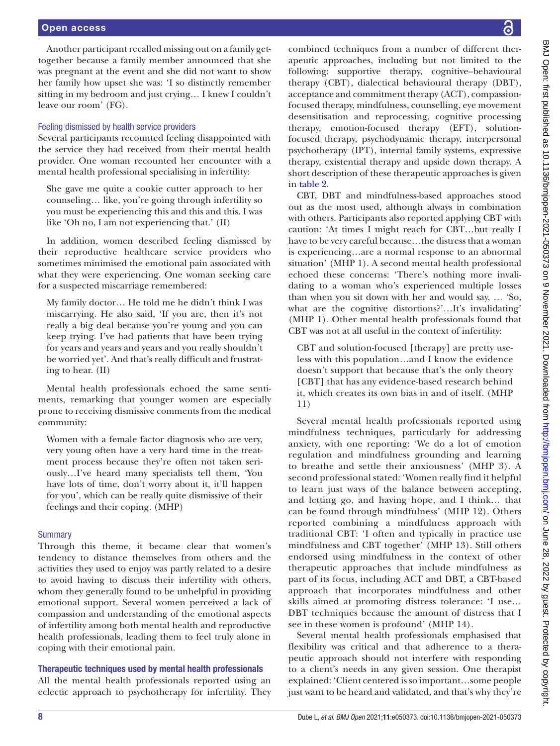Another participant recalled missing out on a family get-together because a family member announced that she was pregnant at the event and she did not want to show her family how upset she was: 'I so distinctly remember sitting in my bedroom and just crying… I knew I couldn't leave our room' (FG).

### Feeling dismissed by health service providers

Several participants recounted feeling disappointed with the service they had received from their mental health provider. One woman recounted her encounter with a mental health professional specialising in infertility:

> She gave me quite a cookie cutter approach to her counseling… like, you're going through infertility so you must be experiencing this and this and this. I was like 'Oh no, I am not experiencing that.' (II)

In addition, women described feeling dismissed by their reproductive healthcare service providers who sometimes minimised the emotional pain associated with what they were experiencing. One woman seeking care for a suspected miscarriage remembered:

> My family doctor… He told me he didn't think I was miscarrying. He also said, 'If you are, then it's not really a big deal because you're young and you can keep trying. I've had patients that have been trying for years and years and years and you really shouldn't be worried yet'. And that's really difficult and frustrating to hear. (II)

Mental health professionals echoed the same sentiments, remarking that younger women are especially prone to receiving dismissive comments from the medical community:

> Women with a female factor diagnosis who are very, very young often have a very hard time in the treatment process because they're often not taken seriously…I've heard many specialists tell them, 'You have lots of time, don't worry about it, it'll happen for you', which can be really quite dismissive of their feelings and their coping. (MHP)

### Summary

Through this theme, it became clear that women's tendency to distance themselves from others and the activities they used to enjoy was partly related to a desire to avoid having to discuss their infertility with others, whom they generally found to be unhelpful in providing emotional support. Several women perceived a lack of compassion and understanding of the emotional aspects of infertility among both mental health and reproductive health professionals, leading them to feel truly alone in coping with their emotional pain.

## Therapeutic techniques used by mental health professionals

All the mental health professionals reported using an eclectic approach to psychotherapy for infertility. They combined techniques from a number of different therapeutic approaches, including but not limited to the following: supportive therapy, cognitive–behavioural therapy (CBT), dialectical behavioural therapy (DBT), acceptance and commitment therapy (ACT), compassion-focused therapy, mindfulness, counselling, eye movement desensitisation and reprocessing, cognitive processing therapy, emotion-focused therapy (EFT), solution-focused therapy, psychodynamic therapy, interpersonal psychotherapy (IPT), internal family systems, expressive therapy, existential therapy and upside down therapy. A short description of these therapeutic approaches is given in table 2.

CBT, DBT and mindfulness-based approaches stood out as the most used, although always in combination with others. Participants also reported applying CBT with caution: 'At times I might reach for CBT…but really I have to be very careful because…the distress that a woman is experiencing…are a normal response to an abnormal situation' (MHP 1). A second mental health professional echoed these concerns: 'There's nothing more invalidating to a woman who's experienced multiple losses than when you sit down with her and would say, … 'So, what are the cognitive distortions?'…It's invalidating' (MHP 1). Other mental health professionals found that CBT was not at all useful in the context of infertility:

> CBT and solution-focused [therapy] are pretty useless with this population…and I know the evidence doesn't support that because that's the only theory [CBT] that has any evidence-based research behind it, which creates its own bias in and of itself. (MHP 11)

Several mental health professionals reported using mindfulness techniques, particularly for addressing anxiety, with one reporting: 'We do a lot of emotion regulation and mindfulness grounding and learning to breathe and settle their anxiousness' (MHP 3). A second professional stated: 'Women really find it helpful to learn just ways of the balance between accepting, and letting go, and having hope, and I think… that can be found through mindfulness' (MHP 12). Others reported combining a mindfulness approach with traditional CBT: 'I often and typically in practice use mindfulness and CBT together' (MHP 13). Still others endorsed using mindfulness in the context of other therapeutic approaches that include mindfulness as part of its focus, including ACT and DBT, a CBT-based approach that incorporates mindfulness and other skills aimed at promoting distress tolerance: 'I use… DBT techniques because the amount of distress that I see in these women is profound' (MHP 14).

Several mental health professionals emphasised that flexibility was critical and that adherence to a therapeutic approach should not interfere with responding to a client's needs in any given session. One therapist explained: 'Client centered is so important…some people just want to be heard and validated, and that's why they're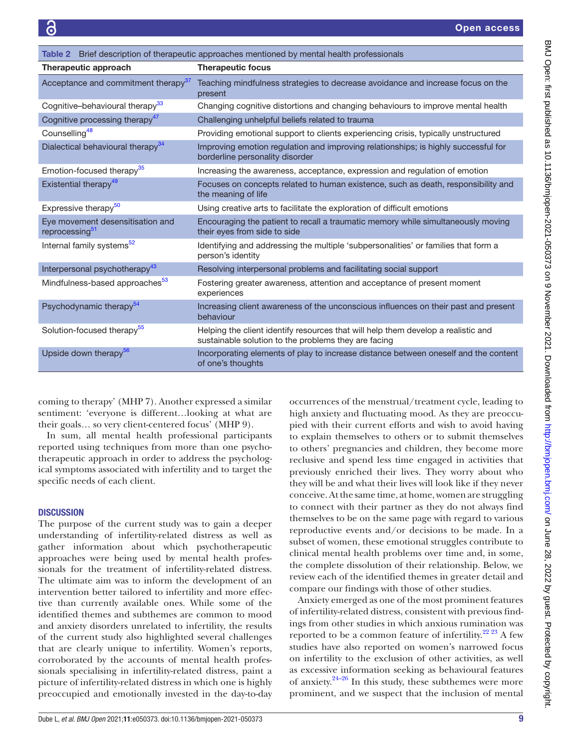Table 2 Brief description of therapeutic approaches mentioned by mental health professionals

| Therapeutic approach | Therapeutic focus |
|---|---|
| Acceptance and commitment therapy[37] | Teaching mindfulness strategies to decrease avoidance and increase focus on the present |
| Cognitive–behavioural therapy[33] | Changing cognitive distortions and changing behaviours to improve mental health |
| Cognitive processing therapy[47] | Challenging unhelpful beliefs related to trauma |
| Counselling[48] | Providing emotional support to clients experiencing crisis, typically unstructured |
| Dialectical behavioural therapy[34] | Improving emotion regulation and improving relationships; is highly successful for borderline personality disorder |
| Emotion-focused therapy[35] | Increasing the awareness, acceptance, expression and regulation of emotion |
| Existential therapy[49] | Focuses on concepts related to human existence, such as death, responsibility and the meaning of life |
| Expressive therapy[50] | Using creative arts to facilitate the exploration of difficult emotions |
| Eye movement desensitisation and reprocessing[51] | Encouraging the patient to recall a traumatic memory while simultaneously moving their eyes from side to side |
| Internal family systems[52] | Identifying and addressing the multiple 'subpersonalities' or families that form a person's identity |
| Interpersonal psychotherapy[43] | Resolving interpersonal problems and facilitating social support |
| Mindfulness-based approaches[53] | Fostering greater awareness, attention and acceptance of present moment experiences |
| Psychodynamic therapy[54] | Increasing client awareness of the unconscious influences on their past and present behaviour |
| Solution-focused therapy[55] | Helping the client identify resources that will help them develop a realistic and sustainable solution to the problems they are facing |
| Upside down therapy[56] | Incorporating elements of play to increase distance between oneself and the content of one's thoughts |

coming to therapy' (MHP 7). Another expressed a similar sentiment: 'everyone is different…looking at what are their goals… so very client-centered focus' (MHP 9).

In sum, all mental health professional participants reported using techniques from more than one psychotherapeutic approach in order to address the psychological symptoms associated with infertility and to target the specific needs of each client.

## DISCUSSION

The purpose of the current study was to gain a deeper understanding of infertility-related distress as well as gather information about which psychotherapeutic approaches were being used by mental health professionals for the treatment of infertility-related distress. The ultimate aim was to inform the development of an intervention better tailored to infertility and more effective than currently available ones. While some of the identified themes and subthemes are common to mood and anxiety disorders unrelated to infertility, the results of the current study also highlighted several challenges that are clearly unique to infertility. Women's reports, corroborated by the accounts of mental health professionals specialising in infertility-related distress, paint a picture of infertility-related distress in which one is highly preoccupied and emotionally invested in the day-to-day occurrences of the menstrual/treatment cycle, leading to high anxiety and fluctuating mood. As they are preoccupied with their current efforts and wish to avoid having to explain themselves to others or to submit themselves to others' pregnancies and children, they become more reclusive and spend less time engaged in activities that previously enriched their lives. They worry about who they will be and what their lives will look like if they never conceive. At the same time, at home, women are struggling to connect with their partner as they do not always find themselves to be on the same page with regard to various reproductive events and/or decisions to be made. In a subset of women, these emotional struggles contribute to clinical mental health problems over time and, in some, the complete dissolution of their relationship. Below, we review each of the identified themes in greater detail and compare our findings with those of other studies.

Anxiety emerged as one of the most prominent features of infertility-related distress, consistent with previous findings from other studies in which anxious rumination was reported to be a common feature of infertility.[22 23] A few studies have also reported on women's narrowed focus on infertility to the exclusion of other activities, as well as excessive information seeking as behavioural features of anxiety.[24–26] In this study, these subthemes were more prominent, and we suspect that the inclusion of mental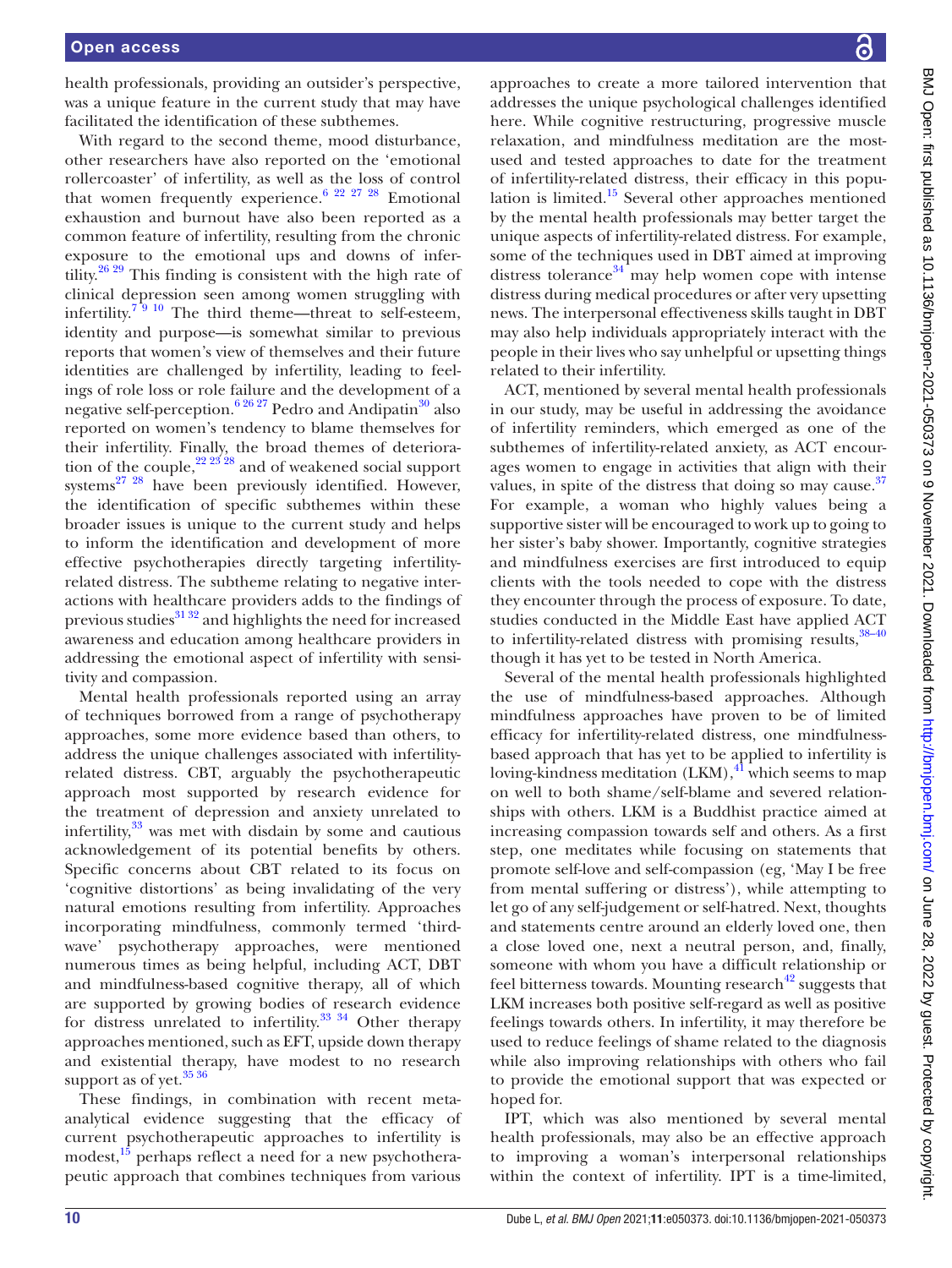health professionals, providing an outsider's perspective, was a unique feature in the current study that may have facilitated the identification of these subthemes.

With regard to the second theme, mood disturbance, other researchers have also reported on the 'emotional rollercoaster' of infertility, as well as the loss of control that women frequently experience.[6 22 27 28] Emotional exhaustion and burnout have also been reported as a common feature of infertility, resulting from the chronic exposure to the emotional ups and downs of infertility.[26 29] This finding is consistent with the high rate of clinical depression seen among women struggling with infertility.[7 9 10] The third theme—threat to self-esteem, identity and purpose—is somewhat similar to previous reports that women's view of themselves and their future identities are challenged by infertility, leading to feelings of role loss or role failure and the development of a negative self-perception.[6 26 27] Pedro and Andipatin[30] also reported on women's tendency to blame themselves for their infertility. Finally, the broad themes of deterioration of the couple,[22 23 28] and of weakened social support systems[27 28] have been previously identified. However, the identification of specific subthemes within these broader issues is unique to the current study and helps to inform the identification and development of more effective psychotherapies directly targeting infertility-related distress. The subtheme relating to negative interactions with healthcare providers adds to the findings of previous studies[31 32] and highlights the need for increased awareness and education among healthcare providers in addressing the emotional aspect of infertility with sensitivity and compassion.

Mental health professionals reported using an array of techniques borrowed from a range of psychotherapy approaches, some more evidence based than others, to address the unique challenges associated with infertility-related distress. CBT, arguably the psychotherapeutic approach most supported by research evidence for the treatment of depression and anxiety unrelated to infertility,[33] was met with disdain by some and cautious acknowledgement of its potential benefits by others. Specific concerns about CBT related to its focus on 'cognitive distortions' as being invalidating of the very natural emotions resulting from infertility. Approaches incorporating mindfulness, commonly termed 'third-wave' psychotherapy approaches, were mentioned numerous times as being helpful, including ACT, DBT and mindfulness-based cognitive therapy, all of which are supported by growing bodies of research evidence for distress unrelated to infertility.[33 34] Other therapy approaches mentioned, such as EFT, upside down therapy and existential therapy, have modest to no research support as of yet.[35 36]

These findings, in combination with recent meta-analytical evidence suggesting that the efficacy of current psychotherapeutic approaches to infertility is modest,[15] perhaps reflect a need for a new psychotherapeutic approach that combines techniques from various approaches to create a more tailored intervention that addresses the unique psychological challenges identified here. While cognitive restructuring, progressive muscle relaxation, and mindfulness meditation are the most-used and tested approaches to date for the treatment of infertility-related distress, their efficacy in this population is limited.[15] Several other approaches mentioned by the mental health professionals may better target the unique aspects of infertility-related distress. For example, some of the techniques used in DBT aimed at improving distress tolerance[34] may help women cope with intense distress during medical procedures or after very upsetting news. The interpersonal effectiveness skills taught in DBT may also help individuals appropriately interact with the people in their lives who say unhelpful or upsetting things related to their infertility.

ACT, mentioned by several mental health professionals in our study, may be useful in addressing the avoidance of infertility reminders, which emerged as one of the subthemes of infertility-related anxiety, as ACT encourages women to engage in activities that align with their values, in spite of the distress that doing so may cause.[37] For example, a woman who highly values being a supportive sister will be encouraged to work up to going to her sister's baby shower. Importantly, cognitive strategies and mindfulness exercises are first introduced to equip clients with the tools needed to cope with the distress they encounter through the process of exposure. To date, studies conducted in the Middle East have applied ACT to infertility-related distress with promising results,[38–40] though it has yet to be tested in North America.

Several of the mental health professionals highlighted the use of mindfulness-based approaches. Although mindfulness approaches have proven to be of limited efficacy for infertility-related distress, one mindfulness-based approach that has yet to be applied to infertility is loving-kindness meditation (LKM),[41] which seems to map on well to both shame/self-blame and severed relationships with others. LKM is a Buddhist practice aimed at increasing compassion towards self and others. As a first step, one meditates while focusing on statements that promote self-love and self-compassion (eg, 'May I be free from mental suffering or distress'), while attempting to let go of any self-judgement or self-hatred. Next, thoughts and statements centre around an elderly loved one, then a close loved one, next a neutral person, and, finally, someone with whom you have a difficult relationship or feel bitterness towards. Mounting research[42] suggests that LKM increases both positive self-regard as well as positive feelings towards others. In infertility, it may therefore be used to reduce feelings of shame related to the diagnosis while also improving relationships with others who fail to provide the emotional support that was expected or hoped for.

IPT, which was also mentioned by several mental health professionals, may also be an effective approach to improving a woman's interpersonal relationships within the context of infertility. IPT is a time-limited,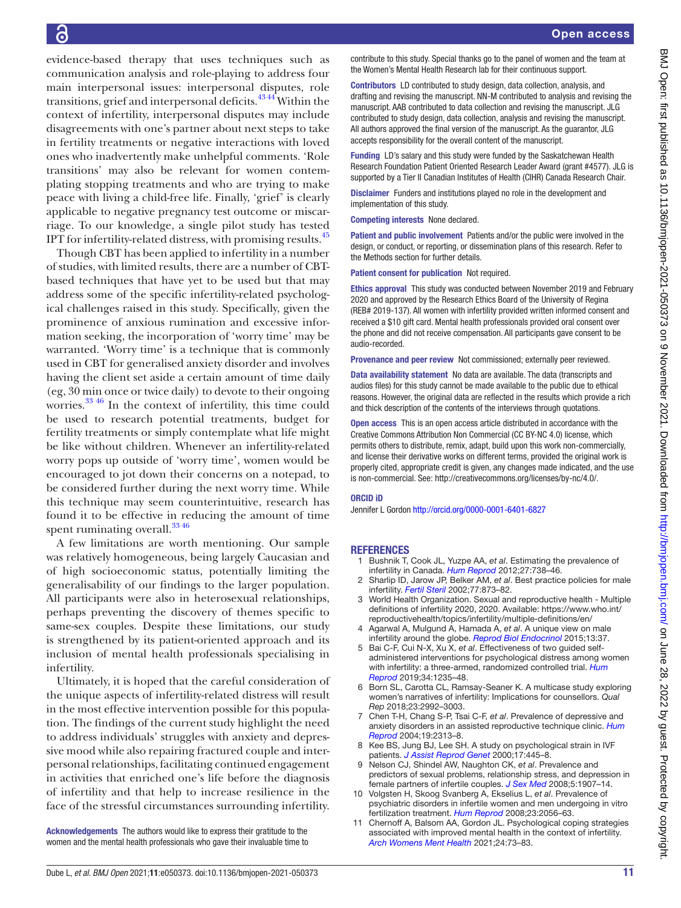evidence-based therapy that uses techniques such as communication analysis and role-playing to address four main interpersonal issues: interpersonal disputes, role transitions, grief and interpersonal deficits.[43 44] Within the context of infertility, interpersonal disputes may include disagreements with one's partner about next steps to take in fertility treatments or negative interactions with loved ones who inadvertently make unhelpful comments. 'Role transitions' may also be relevant for women contemplating stopping treatments and who are trying to make peace with living a child-free life. Finally, 'grief' is clearly applicable to negative pregnancy test outcome or miscarriage. To our knowledge, a single pilot study has tested IPT for infertility-related distress, with promising results.[45]

Though CBT has been applied to infertility in a number of studies, with limited results, there are a number of CBT-based techniques that have yet to be used but that may address some of the specific infertility-related psychological challenges raised in this study. Specifically, given the prominence of anxious rumination and excessive information seeking, the incorporation of 'worry time' may be warranted. 'Worry time' is a technique that is commonly used in CBT for generalised anxiety disorder and involves having the client set aside a certain amount of time daily (eg, 30 min once or twice daily) to devote to their ongoing worries.[33 46] In the context of infertility, this time could be used to research potential treatments, budget for fertility treatments or simply contemplate what life might be like without children. Whenever an infertility-related worry pops up outside of 'worry time', women would be encouraged to jot down their concerns on a notepad, to be considered further during the next worry time. While this technique may seem counterintuitive, research has found it to be effective in reducing the amount of time spent ruminating overall.[33 46]

A few limitations are worth mentioning. Our sample was relatively homogeneous, being largely Caucasian and of high socioeconomic status, potentially limiting the generalisability of our findings to the larger population. All participants were also in heterosexual relationships, perhaps preventing the discovery of themes specific to same-sex couples. Despite these limitations, our study is strengthened by its patient-oriented approach and its inclusion of mental health professionals specialising in infertility.

Ultimately, it is hoped that the careful consideration of the unique aspects of infertility-related distress will result in the most effective intervention possible for this population. The findings of the current study highlight the need to address individuals' struggles with anxiety and depressive mood while also repairing fractured couple and interpersonal relationships, facilitating continued engagement in activities that enriched one's life before the diagnosis of infertility and that help to increase resilience in the face of the stressful circumstances surrounding infertility.

**Acknowledgements** The authors would like to express their gratitude to the women and the mental health professionals who gave their invaluable time to contribute to this study. Special thanks go to the panel of women and the team at the Women's Mental Health Research lab for their continuous support.

**Contributors** LD contributed to study design, data collection, analysis, and drafting and revising the manuscript. NN-M contributed to analysis and revising the manuscript. AAB contributed to data collection and revising the manuscript. JLG contributed to study design, data collection, analysis and revising the manuscript. All authors approved the final version of the manuscript. As the guarantor, JLG accepts responsibility for the overall content of the manuscript.

**Funding** LD's salary and this study were funded by the Saskatchewan Health Research Foundation Patient Oriented Research Leader Award (grant #4577). JLG is supported by a Tier II Canadian Institutes of Health (CIHR) Canada Research Chair.

**Disclaimer** Funders and institutions played no role in the development and implementation of this study.

**Competing interests** None declared.

**Patient and public involvement** Patients and/or the public were involved in the design, or conduct, or reporting, or dissemination plans of this research. Refer to the Methods section for further details.

**Patient consent for publication** Not required.

**Ethics approval** This study was conducted between November 2019 and February 2020 and approved by the Research Ethics Board of the University of Regina (REB# 2019-137). All women with infertility provided written informed consent and received a $10 gift card. Mental health professionals provided oral consent over the phone and did not receive compensation. All participants gave consent to be audio-recorded.

**Provenance and peer review** Not commissioned; externally peer reviewed.

**Data availability statement** No data are available. The data (transcripts and audios files) for this study cannot be made available to the public due to ethical reasons. However, the original data are reflected in the results which provide a rich and thick description of the contents of the interviews through quotations.

**Open access** This is an open access article distributed in accordance with the Creative Commons Attribution Non Commercial (CC BY-NC 4.0) license, which permits others to distribute, remix, adapt, build upon this work non-commercially, and license their derivative works on different terms, provided the original work is properly cited, appropriate credit is given, any changes made indicated, and the use is non-commercial. See: http://creativecommons.org/licenses/by-nc/4.0/.

**ORCID iD**

Jennifer L Gordon http://orcid.org/0000-0001-6401-6827

## REFERENCES

1. Bushnik T, Cook JL, Yuzpe AA, *et al*. Estimating the prevalence of infertility in Canada. *Hum Reprod* 2012;27:738–46.
2. Sharlip ID, Jarow JP, Belker AM, *et al*. Best practice policies for male infertility. *Fertil Steril* 2002;77:873–82.
3. World Health Organization. Sexual and reproductive health - Multiple definitions of infertility 2020, 2020. Available: https://www.who.int/reproductivehealth/topics/infertility/multiple-definitions/en/
4. Agarwal A, Mulgund A, Hamada A, *et al*. A unique view on male infertility around the globe. *Reprod Biol Endocrinol* 2015;13:37.
5. Bai C-F, Cui N-X, Xu X, *et al*. Effectiveness of two guided self-administered interventions for psychological distress among women with infertility: a three-armed, randomized controlled trial. *Hum Reprod* 2019;34:1235–48.
6. Born SL, Carotta CL, Ramsay-Seaner K. A multicase study exploring women's narratives of infertility: Implications for counsellors. *Qual Rep* 2018;23:2992–3003.
7. Chen T-H, Chang S-P, Tsai C-F, *et al*. Prevalence of depressive and anxiety disorders in an assisted reproductive technique clinic. *Hum Reprod* 2004;19:2313–8.
8. Kee BS, Jung BJ, Lee SH. A study on psychological strain in IVF patients. *J Assist Reprod Genet* 2000;17:445–8.
9. Nelson CJ, Shindel AW, Naughton CK, *et al*. Prevalence and predictors of sexual problems, relationship stress, and depression in female partners of infertile couples. *J Sex Med* 2008;5:1907–14.
10. Volgsten H, Skoog Svanberg A, Ekselius L, *et al*. Prevalence of psychiatric disorders in infertile women and men undergoing in vitro fertilization treatment. *Hum Reprod* 2008;23:2056–63.
11. Chernoff A, Balsom AA, Gordon JL. Psychological coping strategies associated with improved mental health in the context of infertility. *Arch Womens Ment Health* 2021;24:73–83.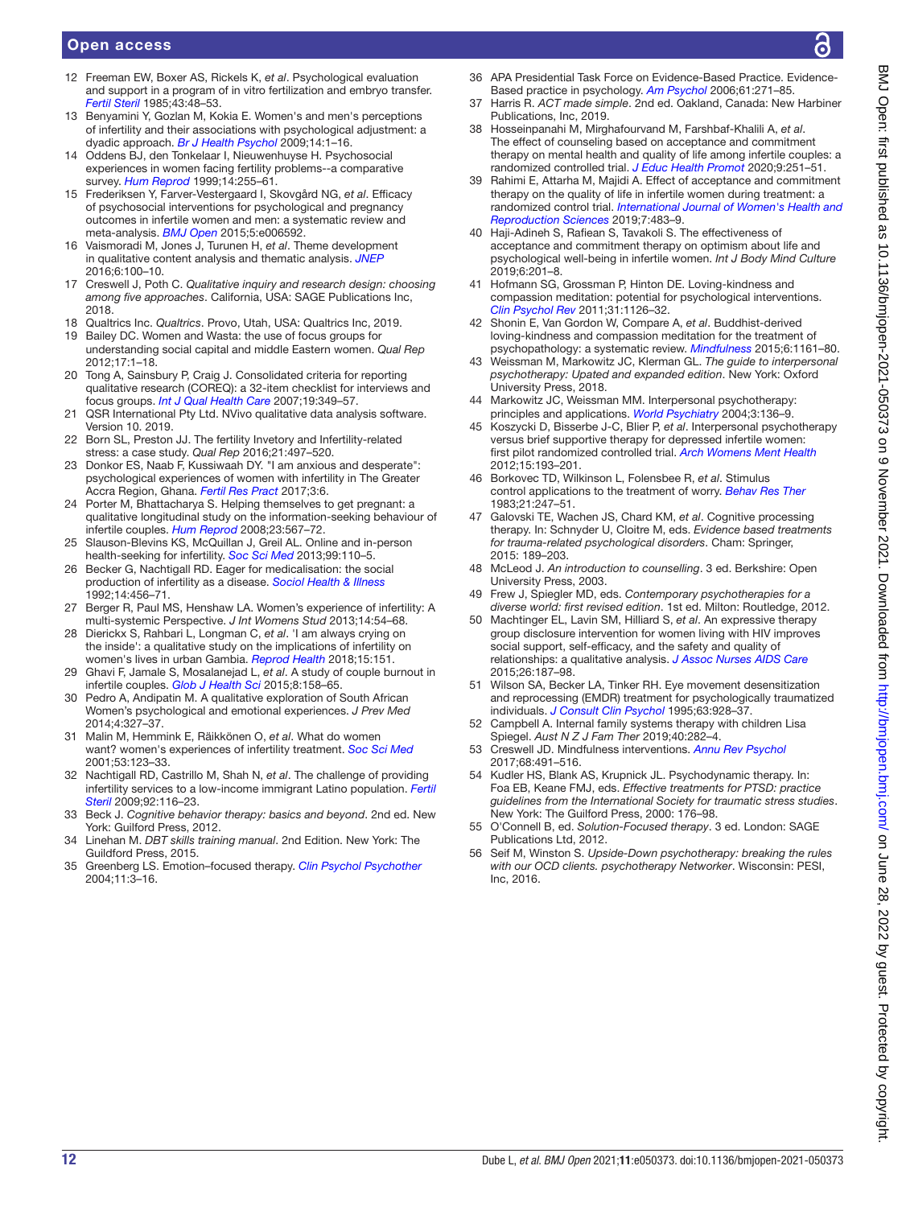12 Freeman EW, Boxer AS, Rickels K, *et al*. Psychological evaluation and support in a program of in vitro fertilization and embryo transfer. *Fertil Steril* 1985;43:48–53.
13 Benyamini Y, Gozlan M, Kokia E. Women's and men's perceptions of infertility and their associations with psychological adjustment: a dyadic approach. *Br J Health Psychol* 2009;14:1–16.
14 Oddens BJ, den Tonkelaar I, Nieuwenhuyse H. Psychosocial experiences in women facing fertility problems--a comparative survey. *Hum Reprod* 1999;14:255–61.
15 Frederiksen Y, Farver-Vestergaard I, Skovgård NG, *et al*. Efficacy of psychosocial interventions for psychological and pregnancy outcomes in infertile women and men: a systematic review and meta-analysis. *BMJ Open* 2015;5:e006592.
16 Vaismoradi M, Jones J, Turunen H, *et al*. Theme development in qualitative content analysis and thematic analysis. *JNEP* 2016;6:100–10.
17 Creswell J, Poth C. *Qualitative inquiry and research design: choosing among five approaches*. California, USA: SAGE Publications Inc, 2018.
18 Qualtrics Inc. *Qualtrics*. Provo, Utah, USA: Qualtrics Inc, 2019.
19 Bailey DC. Women and Wasta: the use of focus groups for understanding social capital and middle Eastern women. *Qual Rep* 2012;17:1–18.
20 Tong A, Sainsbury P, Craig J. Consolidated criteria for reporting qualitative research (COREQ): a 32-item checklist for interviews and focus groups. *Int J Qual Health Care* 2007;19:349–57.
21 QSR International Pty Ltd. NVivo qualitative data analysis software. Version 10. 2019.
22 Born SL, Preston JJ. The fertility Invetory and Infertility-related stress: a case study. *Qual Rep* 2016;21:497–520.
23 Donkor ES, Naab F, Kussiwaah DY. "I am anxious and desperate": psychological experiences of women with infertility in The Greater Accra Region, Ghana. *Fertil Res Pract* 2017;3:6.
24 Porter M, Bhattacharya S. Helping themselves to get pregnant: a qualitative longitudinal study on the information-seeking behaviour of infertile couples. *Hum Reprod* 2008;23:567–72.
25 Slauson-Blevins KS, McQuillan J, Greil AL. Online and in-person health-seeking for infertility. *Soc Sci Med* 2013;99:110–5.
26 Becker G, Nachtigall RD. Eager for medicalisation: the social production of infertility as a disease. *Sociol Health & Illness* 1992;14:456–71.
27 Berger R, Paul MS, Henshaw LA. Women's experience of infertility: A multi-systemic Perspective. *J Int Womens Stud* 2013;14:54–68.
28 Dierickx S, Rahbari L, Longman C, *et al*. 'I am always crying on the inside': a qualitative study on the implications of infertility on women's lives in urban Gambia. *Reprod Health* 2018;15:151.
29 Ghavi F, Jamale S, Mosalanejad L, *et al*. A study of couple burnout in infertile couples. *Glob J Health Sci* 2015;8:158–65.
30 Pedro A, Andipatin M. A qualitative exploration of South African Women's psychological and emotional experiences. *J Prev Med* 2014;4:327–37.
31 Malin M, Hemmink E, Räikkönen O, *et al*. What do women want? women's experiences of infertility treatment. *Soc Sci Med* 2001;53:123–33.
32 Nachtigall RD, Castrillo M, Shah N, *et al*. The challenge of providing infertility services to a low-income immigrant Latino population. *Fertil Steril* 2009;92:116–23.
33 Beck J. *Cognitive behavior therapy: basics and beyond*. 2nd ed. New York: Guilford Press, 2012.
34 Linehan M. *DBT skills training manual*. 2nd Edition. New York: The Guildford Press, 2015.
35 Greenberg LS. Emotion–focused therapy. *Clin Psychol Psychother* 2004;11:3–16.
36 APA Presidential Task Force on Evidence-Based Practice. Evidence-Based practice in psychology. *Am Psychol* 2006;61:271–85.
37 Harris R. *ACT made simple*. 2nd ed. Oakland, Canada: New Harbiner Publications, Inc, 2019.
38 Hosseinpanahi M, Mirghafourvand M, Farshbaf-Khalili A, *et al*. The effect of counseling based on acceptance and commitment therapy on mental health and quality of life among infertile couples: a randomized controlled trial. *J Educ Health Promot* 2020;9:251–51.
39 Rahimi E, Attarha M, Majidi A. Effect of acceptance and commitment therapy on the quality of life in infertile women during treatment: a randomized control trial. *International Journal of Women's Health and Reproduction Sciences* 2019;7:483–9.
40 Haji-Adineh S, Rafiean S, Tavakoli S. The effectiveness of acceptance and commitment therapy on optimism about life and psychological well-being in infertile women. *Int J Body Mind Culture* 2019;6:201–8.
41 Hofmann SG, Grossman P, Hinton DE. Loving-kindness and compassion meditation: potential for psychological interventions. *Clin Psychol Rev* 2011;31:1126–32.
42 Shonin E, Van Gordon W, Compare A, *et al*. Buddhist-derived loving-kindness and compassion meditation for the treatment of psychopathology: a systematic review. *Mindfulness* 2015;6:1161–80.
43 Weissman M, Markowitz JC, Klerman GL. *The guide to interpersonal psychotherapy: Updated and expanded edition*. New York: Oxford University Press, 2018.
44 Markowitz JC, Weissman MM. Interpersonal psychotherapy: principles and applications. *World Psychiatry* 2004;3:136–9.
45 Koszycki D, Bisserbe J-C, Blier P, *et al*. Interpersonal psychotherapy versus brief supportive therapy for depressed infertile women: first pilot randomized controlled trial. *Arch Womens Ment Health* 2012;15:193–201.
46 Borkovec TD, Wilkinson L, Folensbee R, *et al*. Stimulus control applications to the treatment of worry. *Behav Res Ther* 1983;21:247–51.
47 Galovski TE, Wachen JS, Chard KM, *et al*. Cognitive processing therapy. In: Schnyder U, Cloitre M, eds. *Evidence based treatments for trauma-related psychological disorders*. Cham: Springer, 2015: 189–203.
48 McLeod J. *An introduction to counselling*. 3 ed. Berkshire: Open University Press, 2003.
49 Frew J, Spiegler MD, eds. *Contemporary psychotherapies for a diverse world: first revised edition*. 1st ed. Milton: Routledge, 2012.
50 Machtinger EL, Lavin SM, Hilliard S, *et al*. An expressive therapy group disclosure intervention for women living with HIV improves social support, self-efficacy, and the safety and quality of relationships: a qualitative analysis. *J Assoc Nurses AIDS Care* 2015;26:187–98.
51 Wilson SA, Becker LA, Tinker RH. Eye movement desensitization and reprocessing (EMDR) treatment for psychologically traumatized individuals. *J Consult Clin Psychol* 1995;63:928–37.
52 Campbell A. Internal family systems therapy with children Lisa Spiegel. *Aust N Z J Fam Ther* 2019;40:282–4.
53 Creswell JD. Mindfulness interventions. *Annu Rev Psychol* 2017;68:491–516.
54 Kudler HS, Blank AS, Krupnick JL. Psychodynamic therapy. In: Foa EB, Keane FMJ, eds. *Effective treatments for PTSD: practice guidelines from the International Society for traumatic stress studies*. New York: The Guilford Press, 2000: 176–98.
55 O'Connell B, ed. *Solution-Focused therapy*. 3 ed. London: SAGE Publications Ltd, 2012.
56 Seif M, Winston S. *Upside-Down psychotherapy: breaking the rules with our OCD clients. psychotherapy Networker*. Wisconsin: PESI, Inc, 2016.